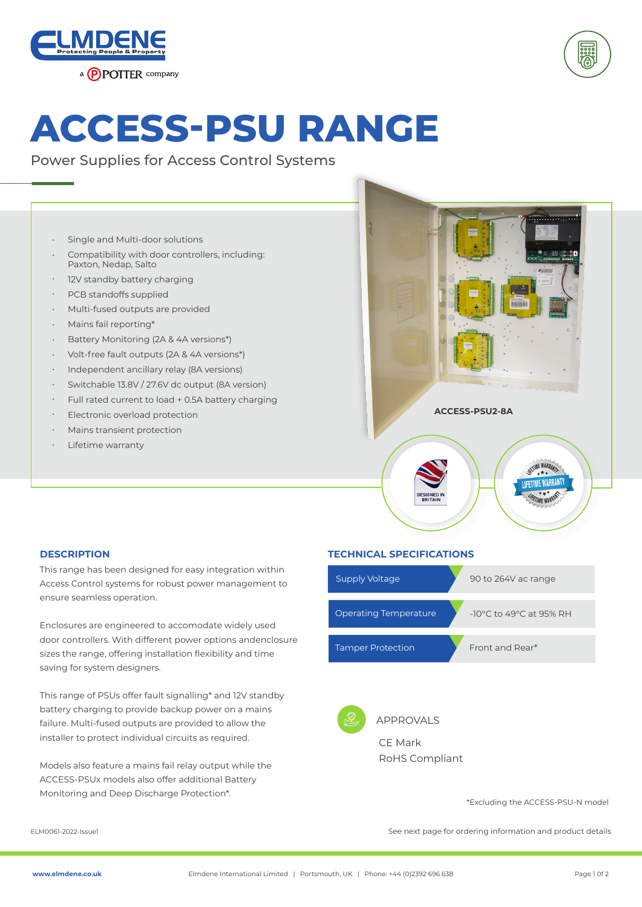# ACCESS-PSU RANGE

Power Supplies for Access Control Systems

- Single and Multi-door solutions
- Compatibility with door controllers, including: Paxton, Nedap, Salto
- 12V standby battery charging
- PCB standoffs supplied
- Multi-fused outputs are provided
- Mains fail reporting*
- Battery Monitoring (2A & 4A versions*)
- Volt-free fault outputs (2A & 4A versions*)
- Independent ancillary relay (8A versions)
- Switchable 13.8V / 27.6V dc output (8A version)
- Full rated current to load + 0.5A battery charging
- Electronic overload protection
- Mains transient protection
- Lifetime warranty

ACCESS-PSU2-8A

## DESCRIPTION

This range has been designed for easy integration within Access Control systems for robust power management to ensure seamless operation.

Enclosures are engineered to accomodate widely used door controllers. With different power options andenclosure sizes the range, offering installation flexibility and time saving for system designers.

This range of PSUs offer fault signalling* and 12V standby battery charging to provide backup power on a mains failure. Multi-fused outputs are provided to allow the installer to protect individual circuits as required.

Models also feature a mains fail relay output while the ACCESS-PSUx models also offer additional Battery Monitoring and Deep Discharge Protection*.

## TECHNICAL SPECIFICATIONS

| | |
|---|---|
| Supply Voltage | 90 to 264V ac range |
| Operating Temperature | -10°C to 49°C at 95% RH |
| Tamper Protection | Front and Rear* |

APPROVALS

CE Mark
RoHS Compliant

*Excluding the ACCESS-PSU-N model

ELM0061-2022-Issue1

See next page for ordering information and product details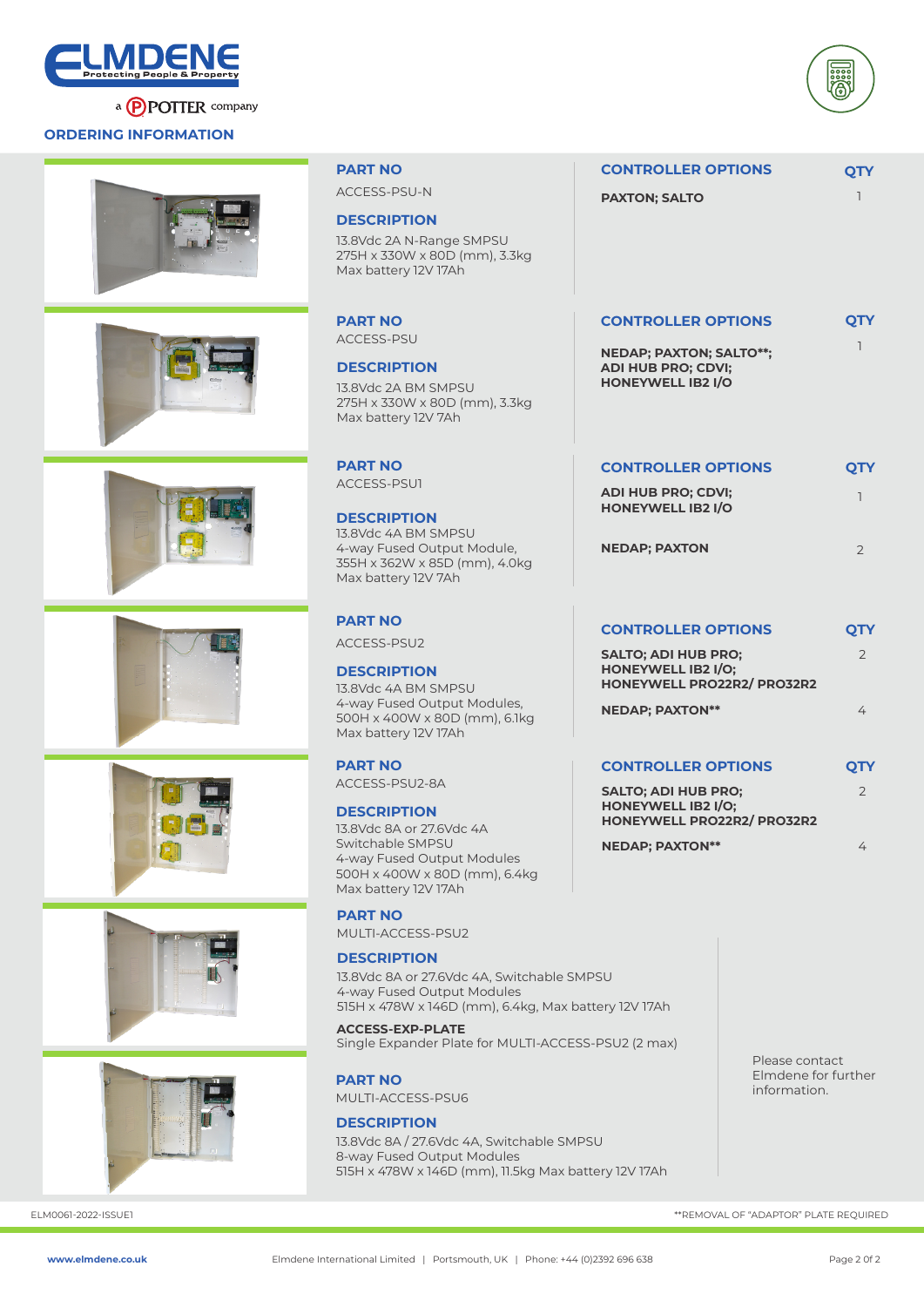## ORDERING INFORMATION

### PART NO
ACCESS-PSU-N

### DESCRIPTION
13.8Vdc 2A N-Range SMPSU
275H x 330W x 80D (mm), 3.3kg
Max battery 12V 17Ah

| CONTROLLER OPTIONS | QTY |
|---|---|
| **PAXTON; SALTO** | 1 |

### PART NO
ACCESS-PSU

### DESCRIPTION
13.8Vdc 2A BM SMPSU
275H x 330W x 80D (mm), 3.3kg
Max battery 12V 7Ah

| CONTROLLER OPTIONS | QTY |
|---|---|
| **NEDAP; PAXTON; SALTO**; ADI HUB PRO; CDVI; HONEYWELL IB2 I/O** | 1 |

### PART NO
ACCESS-PSU1

### DESCRIPTION
13.8Vdc 4A BM SMPSU
4-way Fused Output Module,
355H x 362W x 85D (mm), 4.0kg
Max battery 12V 7Ah

| CONTROLLER OPTIONS | QTY |
|---|---|
| **ADI HUB PRO; CDVI; HONEYWELL IB2 I/O** | 1 |
| **NEDAP; PAXTON** | 2 |

### PART NO
ACCESS-PSU2

### DESCRIPTION
13.8Vdc 4A BM SMPSU
4-way Fused Output Modules,
500H x 400W x 80D (mm), 6.1kg
Max battery 12V 17Ah

| CONTROLLER OPTIONS | QTY |
|---|---|
| **SALTO; ADI HUB PRO; HONEYWELL IB2 I/O; HONEYWELL PRO22R2/ PRO32R2** | 2 |
| **NEDAP; PAXTON**** | 4 |

### PART NO
ACCESS-PSU2-8A

### DESCRIPTION
13.8Vdc 8A or 27.6Vdc 4A
Switchable SMPSU
4-way Fused Output Modules
500H x 400W x 80D (mm), 6.4kg
Max battery 12V 17Ah

| CONTROLLER OPTIONS | QTY |
|---|---|
| **SALTO; ADI HUB PRO; HONEYWELL IB2 I/O; HONEYWELL PRO22R2/ PRO32R2** | 2 |
| **NEDAP; PAXTON**** | 4 |

### PART NO
MULTI-ACCESS-PSU2

### DESCRIPTION
13.8Vdc 8A or 27.6Vdc 4A, Switchable SMPSU
4-way Fused Output Modules
515H x 478W x 146D (mm), 6.4kg, Max battery 12V 17Ah

**ACCESS-EXP-PLATE**
Single Expander Plate for MULTI-ACCESS-PSU2 (2 max)

### PART NO
MULTI-ACCESS-PSU6

### DESCRIPTION
13.8Vdc 8A / 27.6Vdc 4A, Switchable SMPSU
8-way Fused Output Modules
515H x 478W x 146D (mm), 11.5kg Max battery 12V 17Ah

Please contact Elmdene for further information.

ELM0061-2022-ISSUE1

**REMOVAL OF "ADAPTOR" PLATE REQUIRED

www.elmdene.co.uk | Elmdene International Limited | Portsmouth, UK | Phone: +44 (0)2392 696 638